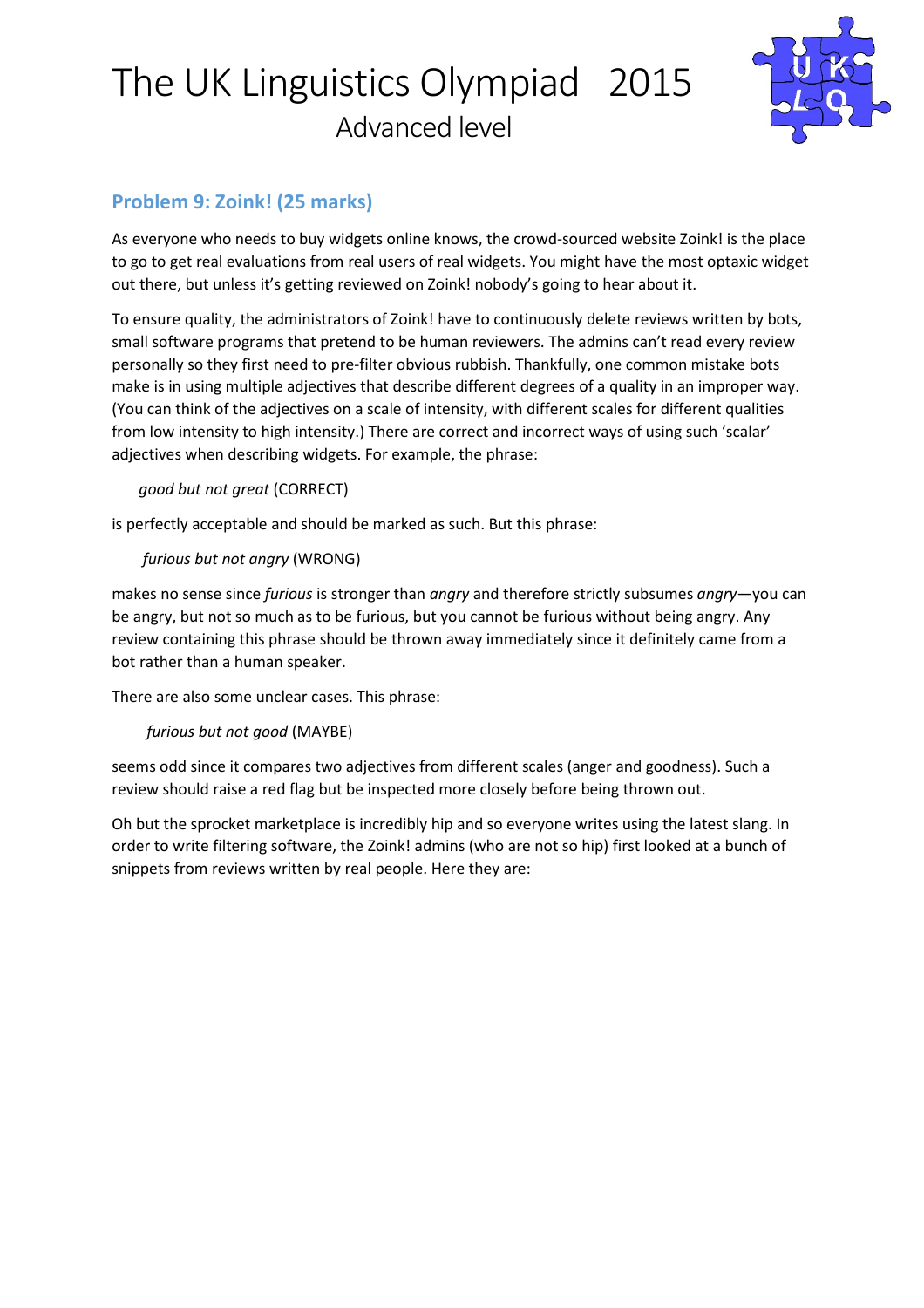# The UK Linguistics Olympiad 2015
## Advanced level

### Problem 9: Zoink! (25 marks)

As everyone who needs to buy widgets online knows, the crowd-sourced website Zoink! is the place to go to get real evaluations from real users of real widgets. You might have the most optaxic widget out there, but unless it's getting reviewed on Zoink! nobody's going to hear about it.

To ensure quality, the administrators of Zoink! have to continuously delete reviews written by bots, small software programs that pretend to be human reviewers. The admins can't read every review personally so they first need to pre-filter obvious rubbish. Thankfully, one common mistake bots make is in using multiple adjectives that describe different degrees of a quality in an improper way. (You can think of the adjectives on a scale of intensity, with different scales for different qualities from low intensity to high intensity.) There are correct and incorrect ways of using such 'scalar' adjectives when describing widgets. For example, the phrase:

*good but not great* (CORRECT)

is perfectly acceptable and should be marked as such. But this phrase:

*furious but not angry* (WRONG)

makes no sense since *furious* is stronger than *angry* and therefore strictly subsumes *angry*—you can be angry, but not so much as to be furious, but you cannot be furious without being angry. Any review containing this phrase should be thrown away immediately since it definitely came from a bot rather than a human speaker.

There are also some unclear cases. This phrase:

*furious but not good* (MAYBE)

seems odd since it compares two adjectives from different scales (anger and goodness). Such a review should raise a red flag but be inspected more closely before being thrown out.

Oh but the sprocket marketplace is incredibly hip and so everyone writes using the latest slang. In order to write filtering software, the Zoink! admins (who are not so hip) first looked at a bunch of snippets from reviews written by real people. Here they are: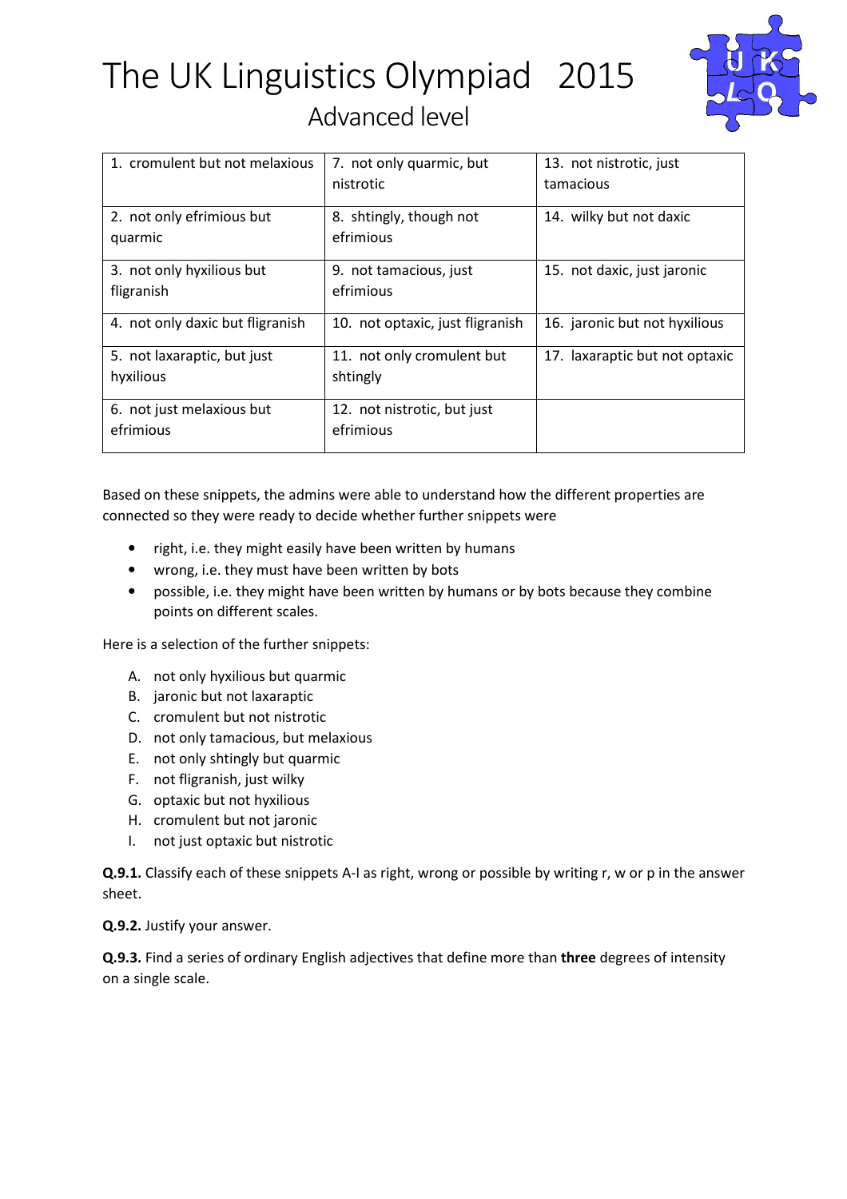# The UK Linguistics Olympiad 2015

## Advanced level

| | | |
|---|---|---|
| 1. cromulent but not melaxious | 7. not only quarmic, but nistrotic | 13. not nistrotic, just tamacious |
| 2. not only efrimious but quarmic | 8. shtingly, though not efrimious | 14. wilky but not daxic |
| 3. not only hyxilious but fligranish | 9. not tamacious, just efrimious | 15. not daxic, just jaronic |
| 4. not only daxic but fligranish | 10. not optaxic, just fligranish | 16. jaronic but not hyxilious |
| 5. not laxaraptic, but just hyxilious | 11. not only cromulent but shtingly | 17. laxaraptic but not optaxic |
| 6. not just melaxious but efrimious | 12. not nistrotic, but just efrimious | |

Based on these snippets, the admins were able to understand how the different properties are connected so they were ready to decide whether further snippets were

- right, i.e. they might easily have been written by humans
- wrong, i.e. they must have been written by bots
- possible, i.e. they might have been written by humans or by bots because they combine points on different scales.

Here is a selection of the further snippets:

A. not only hyxilious but quarmic
B. jaronic but not laxaraptic
C. cromulent but not nistrotic
D. not only tamacious, but melaxious
E. not only shtingly but quarmic
F. not fligranish, just wilky
G. optaxic but not hyxilious
H. cromulent but not jaronic
I. not just optaxic but nistrotic

**Q.9.1.** Classify each of these snippets A-I as right, wrong or possible by writing r, w or p in the answer sheet.

**Q.9.2.** Justify your answer.

**Q.9.3.** Find a series of ordinary English adjectives that define more than **three** degrees of intensity on a single scale.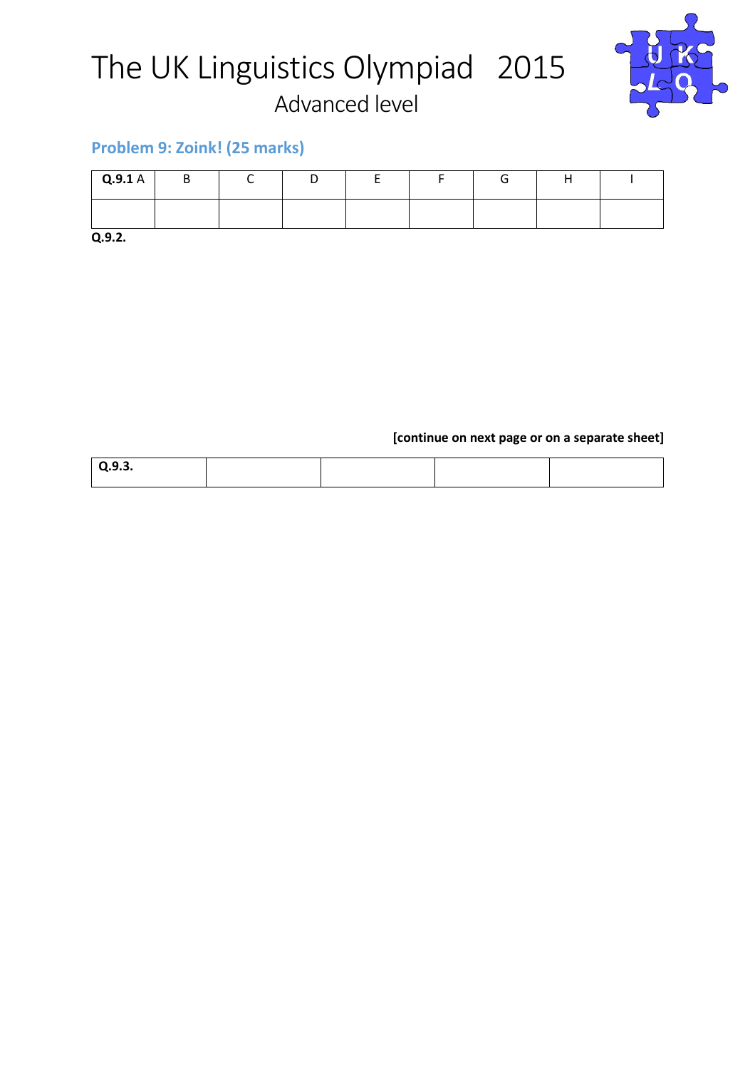# The UK Linguistics Olympiad 2015

## Advanced level

### Problem 9: Zoink! (25 marks)

| **Q.9.1** A | B | C | D | E | F | G | H | I |
|---|---|---|---|---|---|---|---|---|
| | | | | | | | | |

**Q.9.2.**

**[continue on next page or on a separate sheet]**

| **Q.9.3.** | | | | |
|---|---|---|---|---|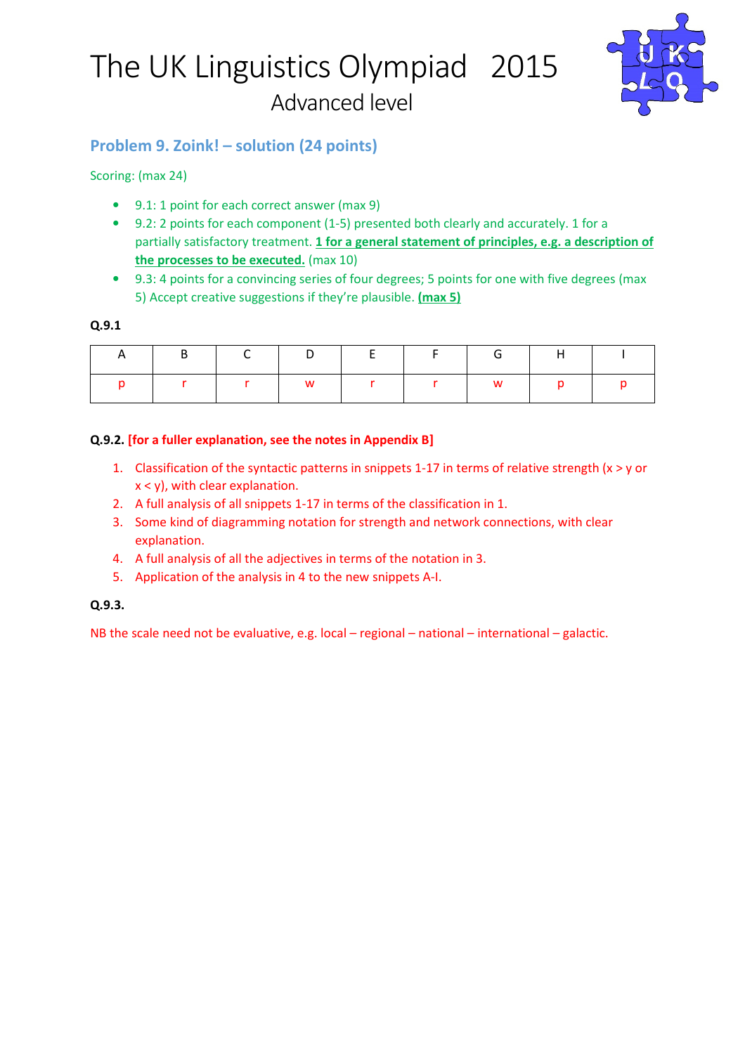# The UK Linguistics Olympiad 2015

Advanced level

## Problem 9. Zoink! – solution (24 points)

Scoring: (max 24)

- 9.1: 1 point for each correct answer (max 9)
- 9.2: 2 points for each component (1-5) presented both clearly and accurately. 1 for a partially satisfactory treatment. **1 for a general statement of principles, e.g. a description of the processes to be executed.** (max 10)
- 9.3: 4 points for a convincing series of four degrees; 5 points for one with five degrees (max 5) Accept creative suggestions if they're plausible. **(max 5)**

**Q.9.1**

| A | B | C | D | E | F | G | H | I |
|---|---|---|---|---|---|---|---|---|
| p | r | r | w | r | r | w | p | p |

**Q.9.2. [for a fuller explanation, see the notes in Appendix B]**

1. Classification of the syntactic patterns in snippets 1-17 in terms of relative strength (x > y or x < y), with clear explanation.
2. A full analysis of all snippets 1-17 in terms of the classification in 1.
3. Some kind of diagramming notation for strength and network connections, with clear explanation.
4. A full analysis of all the adjectives in terms of the notation in 3.
5. Application of the analysis in 4 to the new snippets A-I.

**Q.9.3.**

NB the scale need not be evaluative, e.g. local – regional – national – international – galactic.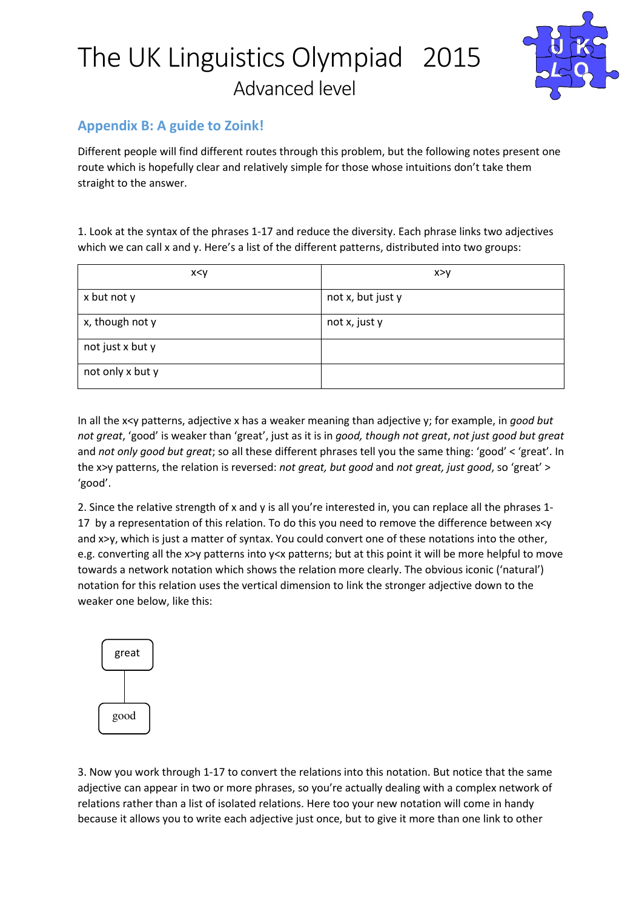# The UK Linguistics Olympiad 2015
## Advanced level

### Appendix B: A guide to Zoink!

Different people will find different routes through this problem, but the following notes present one route which is hopefully clear and relatively simple for those whose intuitions don't take them straight to the answer.

1. Look at the syntax of the phrases 1-17 and reduce the diversity. Each phrase links two adjectives which we can call x and y. Here's a list of the different patterns, distributed into two groups:

| x<y | x>y |
|---|---|
| x but not y | not x, but just y |
| x, though not y | not x, just y |
| not just x but y | |
| not only x but y | |

In all the x<y patterns, adjective x has a weaker meaning than adjective y; for example, in *good but not great*, 'good' is weaker than 'great', just as it is in *good, though not great*, *not just good but great* and *not only good but great*; so all these different phrases tell you the same thing: 'good' < 'great'. In the x>y patterns, the relation is reversed: *not great, but good* and *not great, just good*, so 'great' > 'good'.

2. Since the relative strength of x and y is all you're interested in, you can replace all the phrases 1-17 by a representation of this relation. To do this you need to remove the difference between x<y and x>y, which is just a matter of syntax. You could convert one of these notations into the other, e.g. converting all the x>y patterns into y<x patterns; but at this point it will be more helpful to move towards a network notation which shows the relation more clearly. The obvious iconic ('natural') notation for this relation uses the vertical dimension to link the stronger adjective down to the weaker one below, like this:

great

good

3. Now you work through 1-17 to convert the relations into this notation. But notice that the same adjective can appear in two or more phrases, so you're actually dealing with a complex network of relations rather than a list of isolated relations. Here too your new notation will come in handy because it allows you to write each adjective just once, but to give it more than one link to other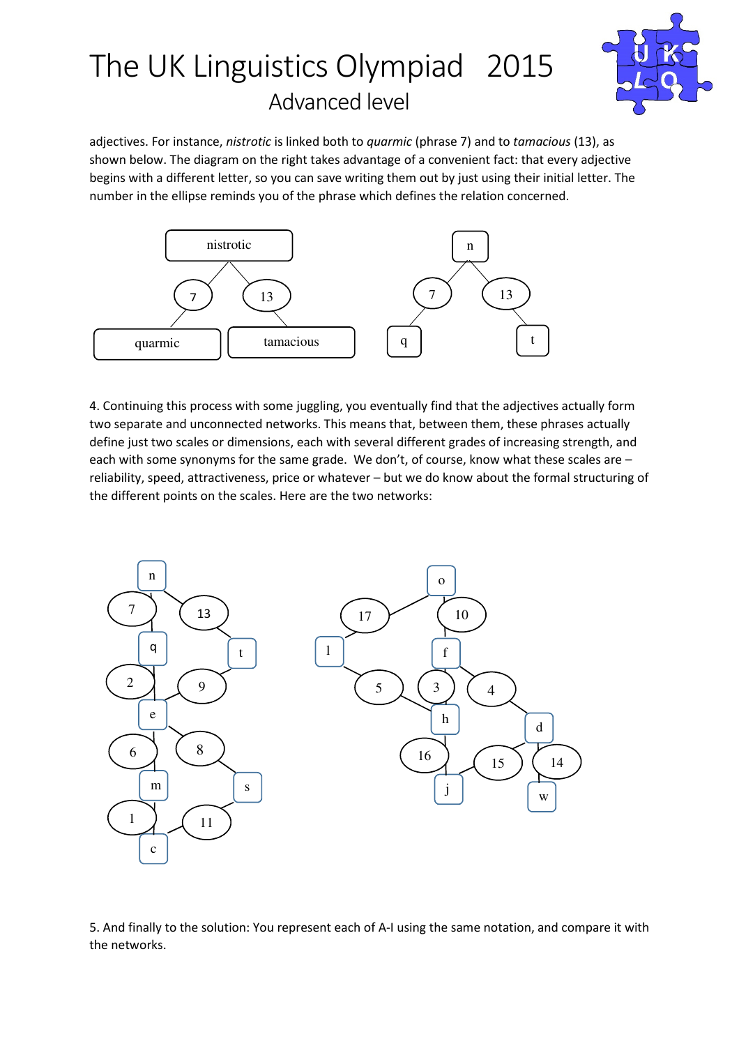# The UK Linguistics Olympiad 2015
## Advanced level

adjectives. For instance, *nistrotic* is linked both to *quarmic* (phrase 7) and to *tamacious* (13), as shown below. The diagram on the right takes advantage of a convenient fact: that every adjective begins with a different letter, so you can save writing them out by just using their initial letter. The number in the ellipse reminds you of the phrase which defines the relation concerned.

nistrotic
7
13
quarmic
tamacious

n
7
13
q
t

4. Continuing this process with some juggling, you eventually find that the adjectives actually form two separate and unconnected networks. This means that, between them, these phrases actually define just two scales or dimensions, each with several different grades of increasing strength, and each with some synonyms for the same grade. We don't, of course, know what these scales are – reliability, speed, attractiveness, price or whatever – but we do know about the formal structuring of the different points on the scales. Here are the two networks:

n
7
13
q
t
2
9
e
6
8
m
s
1
11
c

o
17
10
l
f
5
3
4
h
d
16
15
14
j
w

5. And finally to the solution: You represent each of A-I using the same notation, and compare it with the networks.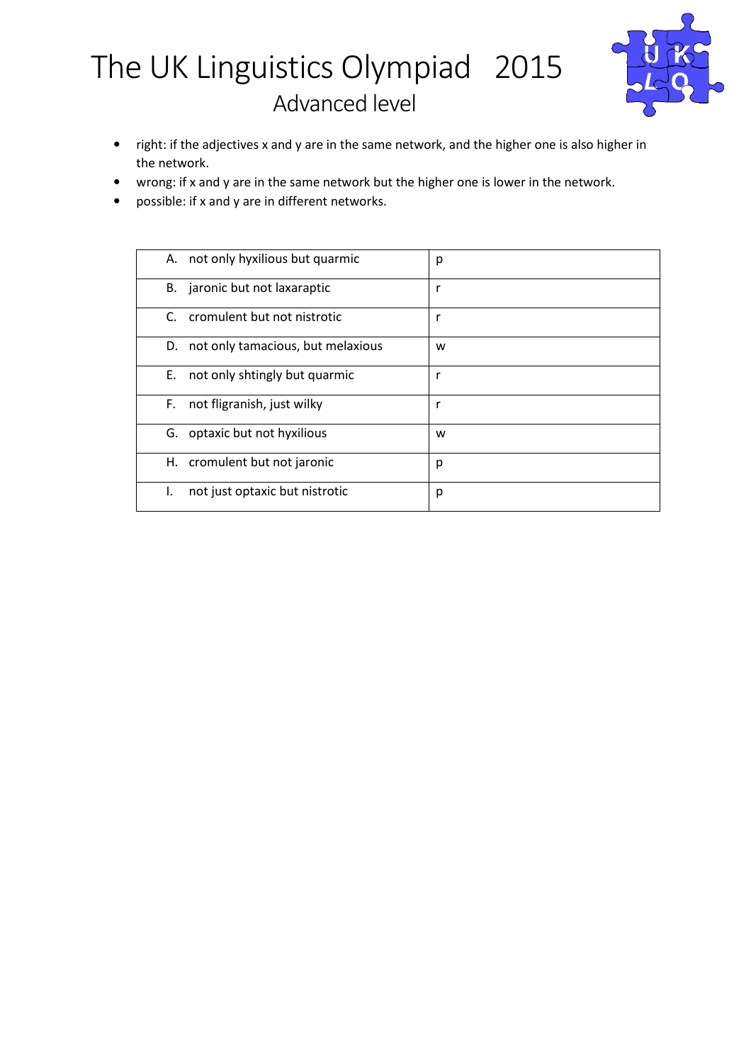- right: if the adjectives x and y are in the same network, and the higher one is also higher in the network.
- wrong: if x and y are in the same network but the higher one is lower in the network.
- possible: if x and y are in different networks.

| | |
|---|---|
| A. not only hyxilious but quarmic | p |
| B. jaronic but not laxaraptic | r |
| C. cromulent but not nistrotic | r |
| D. not only tamacious, but melaxious | w |
| E. not only shtingly but quarmic | r |
| F. not fligranish, just wilky | r |
| G. optaxic but not hyxilious | w |
| H. cromulent but not jaronic | p |
| I. not just optaxic but nistrotic | p |